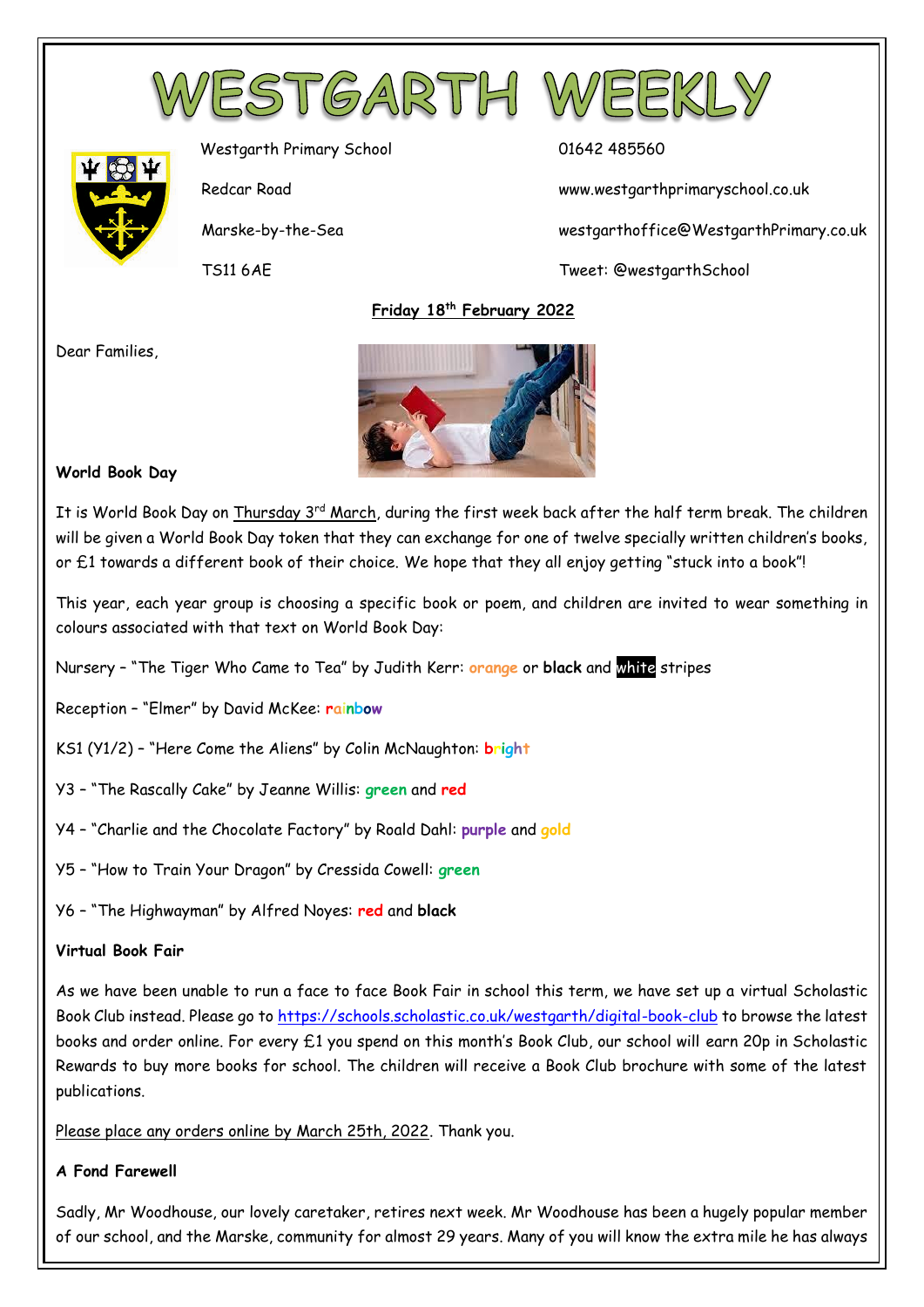# WESTGARTH WEEKLY

| Westgarth Primary School | 01642 485560 |
| --- | --- |
| Redcar Road | www.westgarthprimaryschool.co.uk |
| Marske-by-the-Sea | westgarthoffice@WestgarthPrimary.co.uk |
| TS11 6AE | Tweet: @westgarthSchool |

**Friday 18th February 2022**

Dear Families,

**World Book Day**

It is World Book Day on Thursday 3rd March, during the first week back after the half term break. The children will be given a World Book Day token that they can exchange for one of twelve specially written children's books, or £1 towards a different book of their choice. We hope that they all enjoy getting "stuck into a book"!

This year, each year group is choosing a specific book or poem, and children are invited to wear something in colours associated with that text on World Book Day:

Nursery – "The Tiger Who Came to Tea" by Judith Kerr: **orange** or **black** and **white** stripes

Reception – "Elmer" by David McKee: **rainbow**

KS1 (Y1/2) – "Here Come the Aliens" by Colin McNaughton: **bright**

Y3 – "The Rascally Cake" by Jeanne Willis: **green** and **red**

Y4 – "Charlie and the Chocolate Factory" by Roald Dahl: **purple** and **gold**

Y5 – "How to Train Your Dragon" by Cressida Cowell: **green**

Y6 – "The Highwayman" by Alfred Noyes: **red** and **black**

**Virtual Book Fair**

As we have been unable to run a face to face Book Fair in school this term, we have set up a virtual Scholastic Book Club instead. Please go to https://schools.scholastic.co.uk/westgarth/digital-book-club to browse the latest books and order online. For every £1 you spend on this month's Book Club, our school will earn 20p in Scholastic Rewards to buy more books for school. The children will receive a Book Club brochure with some of the latest publications.

Please place any orders online by March 25th, 2022. Thank you.

**A Fond Farewell**

Sadly, Mr Woodhouse, our lovely caretaker, retires next week. Mr Woodhouse has been a hugely popular member of our school, and the Marske, community for almost 29 years. Many of you will know the extra mile he has always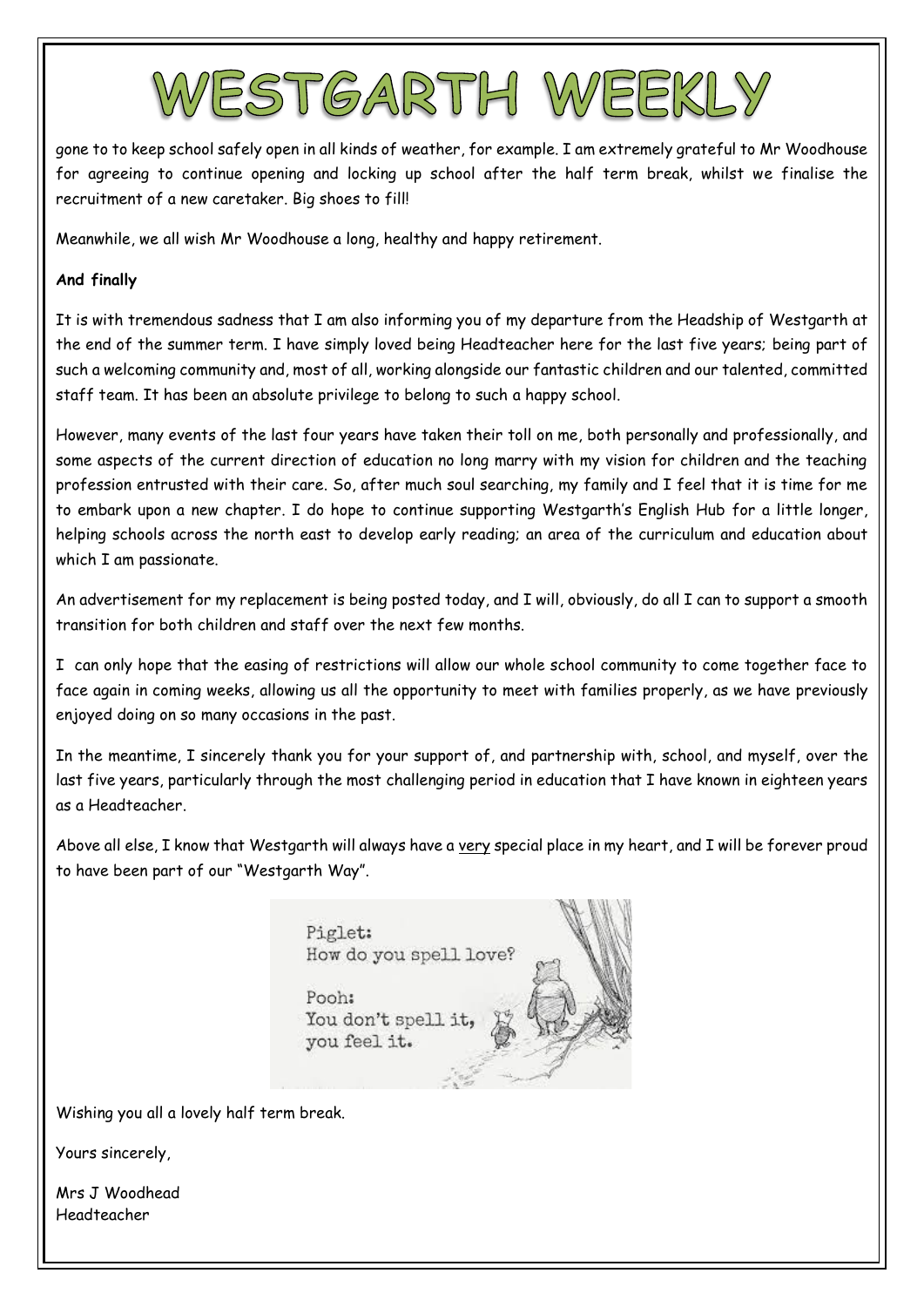# WESTGARTH WEEKLY

gone to to keep school safely open in all kinds of weather, for example. I am extremely grateful to Mr Woodhouse for agreeing to continue opening and locking up school after the half term break, whilst we finalise the recruitment of a new caretaker. Big shoes to fill!

Meanwhile, we all wish Mr Woodhouse a long, healthy and happy retirement.

**And finally**

It is with tremendous sadness that I am also informing you of my departure from the Headship of Westgarth at the end of the summer term. I have simply loved being Headteacher here for the last five years; being part of such a welcoming community and, most of all, working alongside our fantastic children and our talented, committed staff team. It has been an absolute privilege to belong to such a happy school.

However, many events of the last four years have taken their toll on me, both personally and professionally, and some aspects of the current direction of education no long marry with my vision for children and the teaching profession entrusted with their care. So, after much soul searching, my family and I feel that it is time for me to embark upon a new chapter. I do hope to continue supporting Westgarth's English Hub for a little longer, helping schools across the north east to develop early reading; an area of the curriculum and education about which I am passionate.

An advertisement for my replacement is being posted today, and I will, obviously, do all I can to support a smooth transition for both children and staff over the next few months.

I can only hope that the easing of restrictions will allow our whole school community to come together face to face again in coming weeks, allowing us all the opportunity to meet with families properly, as we have previously enjoyed doing on so many occasions in the past.

In the meantime, I sincerely thank you for your support of, and partnership with, school, and myself, over the last five years, particularly through the most challenging period in education that I have known in eighteen years as a Headteacher.

Above all else, I know that Westgarth will always have a <u>very</u> special place in my heart, and I will be forever proud to have been part of our "Westgarth Way".

Piglet:
How do you spell love?

Pooh:
You don't spell it,
you feel it.

Wishing you all a lovely half term break.

Yours sincerely,

Mrs J Woodhead
Headteacher